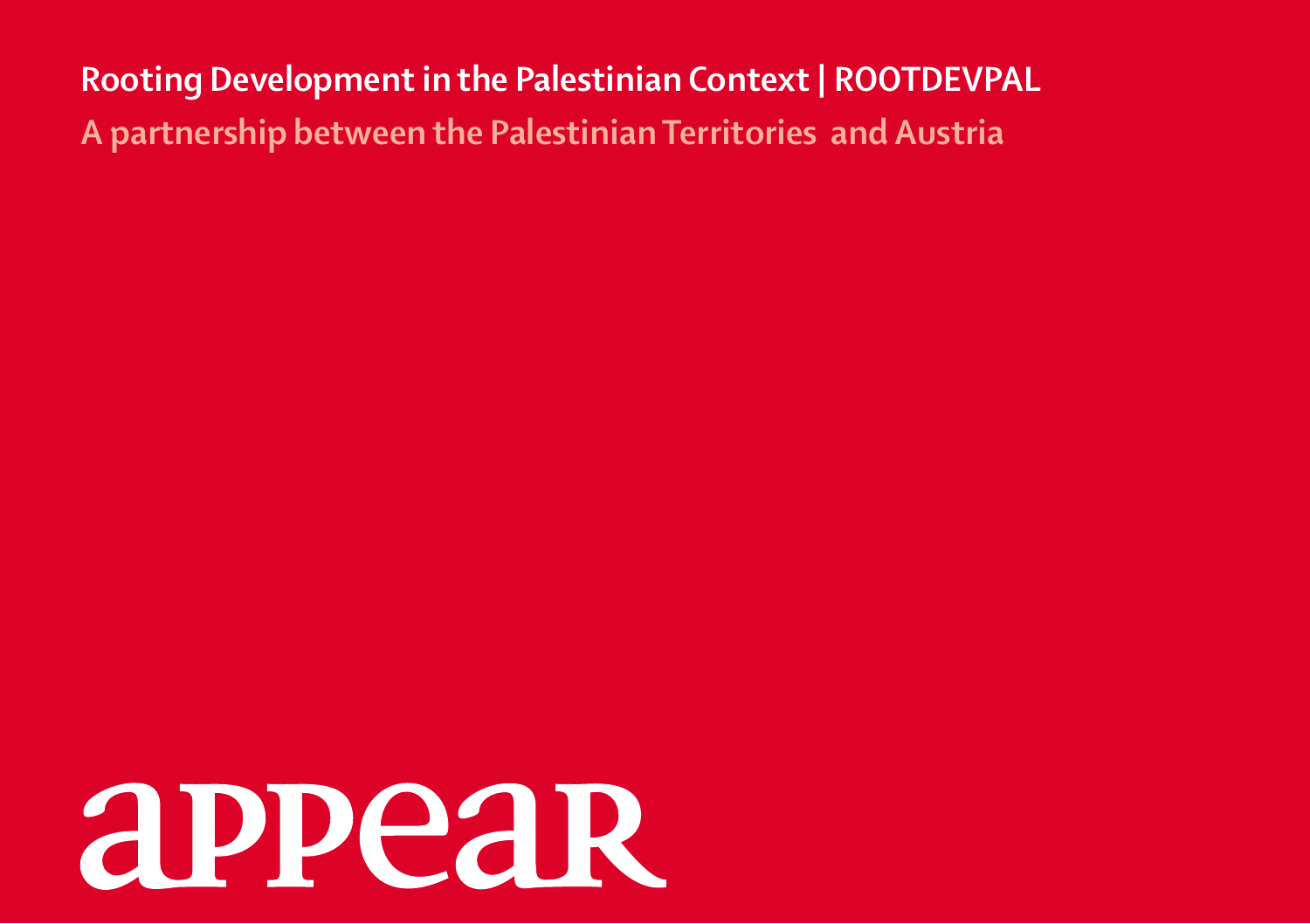# Rooting Development in the Palestinian Context | ROOTDEVPAL

## A partnership between the Palestinian Territories and Austria

appear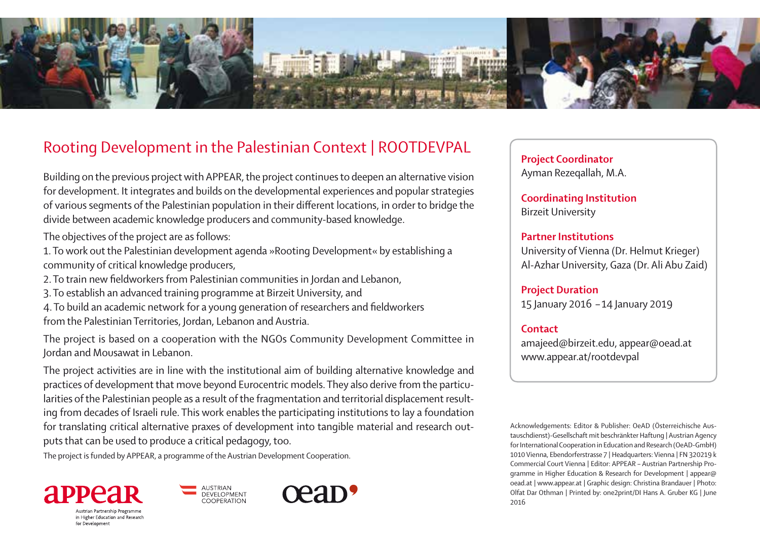## Rooting Development in the Palestinian Context | ROOTDEVPAL

Building on the previous project with APPEAR, the project continues to deepen an alternative vision for development. It integrates and builds on the developmental experiences and popular strategies of various segments of the Palestinian population in their different locations, in order to bridge the divide between academic knowledge producers and community-based knowledge.

The objectives of the project are as follows:

1. To work out the Palestinian development agenda »Rooting Development« by establishing a community of critical knowledge producers,
2. To train new fieldworkers from Palestinian communities in Jordan and Lebanon,
3. To establish an advanced training programme at Birzeit University, and
4. To build an academic network for a young generation of researchers and fieldworkers from the Palestinian Territories, Jordan, Lebanon and Austria.

The project is based on a cooperation with the NGOs Community Development Committee in Jordan and Mousawat in Lebanon.

The project activities are in line with the institutional aim of building alternative knowledge and practices of development that move beyond Eurocentric models. They also derive from the particularities of the Palestinian people as a result of the fragmentation and territorial displacement resulting from decades of Israeli rule. This work enables the participating institutions to lay a foundation for translating critical alternative praxes of development into tangible material and research outputs that can be used to produce a critical pedagogy, too.

The project is funded by APPEAR, a programme of the Austrian Development Cooperation.

**Project Coordinator**
Ayman Rezeqallah, M.A.

**Coordinating Institution**
Birzeit University

**Partner Institutions**
University of Vienna (Dr. Helmut Krieger)
Al-Azhar University, Gaza (Dr. Ali Abu Zaid)

**Project Duration**
15 January 2016 – 14 January 2019

**Contact**
amajeed@birzeit.edu, appear@oead.at
www.appear.at/rootdevpal

Acknowledgements: Editor & Publisher: OeAD (Österreichische Austauschdienst)-Gesellschaft mit beschränkter Haftung | Austrian Agency for International Cooperation in Education and Research (OeAD-GmbH) 1010 Vienna, Ebendorferstrasse 7 | Headquarters: Vienna | FN 320219 k Commercial Court Vienna | Editor: APPEAR – Austrian Partnership Programme in Higher Education & Research for Development | appear@oead.at | www.appear.at | Graphic design: Christina Brandauer | Photo: Olfat Dar Othman | Printed by: one2print/DI Hans A. Gruber KG | June 2016

appear – Austrian Partnership Programme in Higher Education and Research for Development

AUSTRIAN DEVELOPMENT COOPERATION

oead